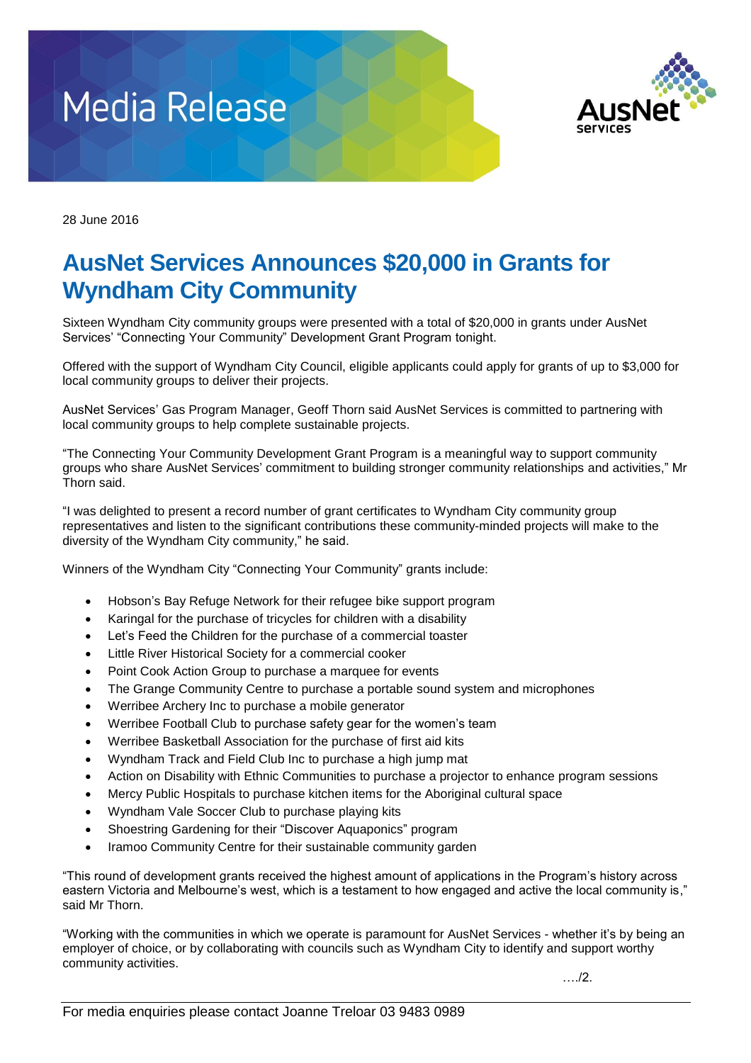Media Release

28 June 2016

# AusNet Services Announces $20,000 in Grants for Wyndham City Community

Sixteen Wyndham City community groups were presented with a total of $20,000 in grants under AusNet Services' "Connecting Your Community" Development Grant Program tonight.

Offered with the support of Wyndham City Council, eligible applicants could apply for grants of up to $3,000 for local community groups to deliver their projects.

AusNet Services' Gas Program Manager, Geoff Thorn said AusNet Services is committed to partnering with local community groups to help complete sustainable projects.

"The Connecting Your Community Development Grant Program is a meaningful way to support community groups who share AusNet Services' commitment to building stronger community relationships and activities," Mr Thorn said.

"I was delighted to present a record number of grant certificates to Wyndham City community group representatives and listen to the significant contributions these community-minded projects will make to the diversity of the Wyndham City community," he said.

Winners of the Wyndham City "Connecting Your Community" grants include:

- Hobson's Bay Refuge Network for their refugee bike support program
- Karingal for the purchase of tricycles for children with a disability
- Let's Feed the Children for the purchase of a commercial toaster
- Little River Historical Society for a commercial cooker
- Point Cook Action Group to purchase a marquee for events
- The Grange Community Centre to purchase a portable sound system and microphones
- Werribee Archery Inc to purchase a mobile generator
- Werribee Football Club to purchase safety gear for the women's team
- Werribee Basketball Association for the purchase of first aid kits
- Wyndham Track and Field Club Inc to purchase a high jump mat
- Action on Disability with Ethnic Communities to purchase a projector to enhance program sessions
- Mercy Public Hospitals to purchase kitchen items for the Aboriginal cultural space
- Wyndham Vale Soccer Club to purchase playing kits
- Shoestring Gardening for their "Discover Aquaponics" program
- Iramoo Community Centre for their sustainable community garden

"This round of development grants received the highest amount of applications in the Program's history across eastern Victoria and Melbourne's west, which is a testament to how engaged and active the local community is," said Mr Thorn.

"Working with the communities in which we operate is paramount for AusNet Services - whether it's by being an employer of choice, or by collaborating with councils such as Wyndham City to identify and support worthy community activities.

…./2.

For media enquiries please contact Joanne Treloar 03 9483 0989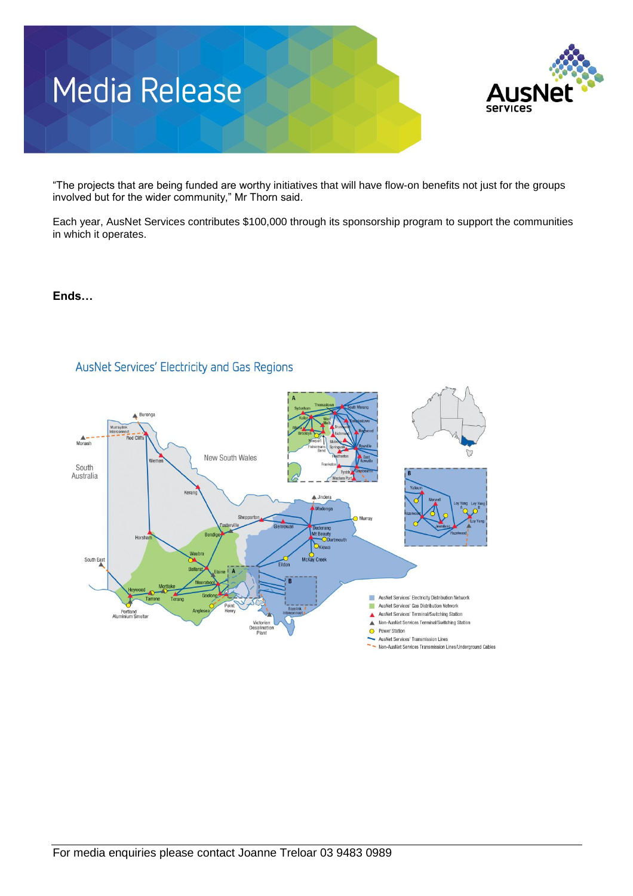"The projects that are being funded are worthy initiatives that will have flow-on benefits not just for the groups involved but for the wider community," Mr Thorn said.

Each year, AusNet Services contributes $100,000 through its sponsorship program to support the communities in which it operates.

**Ends…**

## AusNet Services' Electricity and Gas Regions

AusNet Services' Electricity Distribution Network

AusNet Services' Gas Distribution Network

AusNet Services' Terminal/Switching Station

Non-AusNet Services Terminal/Switching Station

Power Station

AusNet Services' Transmission Lines

Non-AusNet Services Transmission Lines/Underground Cables